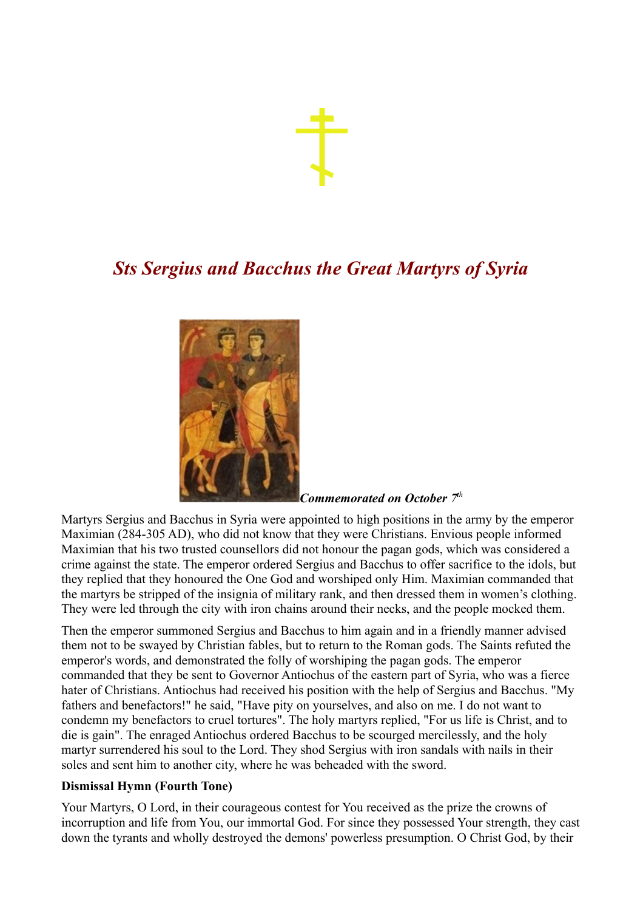# Sts Sergius and Bacchus the Great Martyrs of Syria

*Commemorated on October 7th*

Martyrs Sergius and Bacchus in Syria were appointed to high positions in the army by the emperor Maximian (284-305 AD), who did not know that they were Christians. Envious people informed Maximian that his two trusted counsellors did not honour the pagan gods, which was considered a crime against the state. The emperor ordered Sergius and Bacchus to offer sacrifice to the idols, but they replied that they honoured the One God and worshiped only Him. Maximian commanded that the martyrs be stripped of the insignia of military rank, and then dressed them in women's clothing. They were led through the city with iron chains around their necks, and the people mocked them.

Then the emperor summoned Sergius and Bacchus to him again and in a friendly manner advised them not to be swayed by Christian fables, but to return to the Roman gods. The Saints refuted the emperor's words, and demonstrated the folly of worshiping the pagan gods. The emperor commanded that they be sent to Governor Antiochus of the eastern part of Syria, who was a fierce hater of Christians. Antiochus had received his position with the help of Sergius and Bacchus. "My fathers and benefactors!" he said, "Have pity on yourselves, and also on me. I do not want to condemn my benefactors to cruel tortures". The holy martyrs replied, "For us life is Christ, and to die is gain". The enraged Antiochus ordered Bacchus to be scourged mercilessly, and the holy martyr surrendered his soul to the Lord. They shod Sergius with iron sandals with nails in their soles and sent him to another city, where he was beheaded with the sword.

**Dismissal Hymn (Fourth Tone)**

Your Martyrs, O Lord, in their courageous contest for You received as the prize the crowns of incorruption and life from You, our immortal God. For since they possessed Your strength, they cast down the tyrants and wholly destroyed the demons' powerless presumption. O Christ God, by their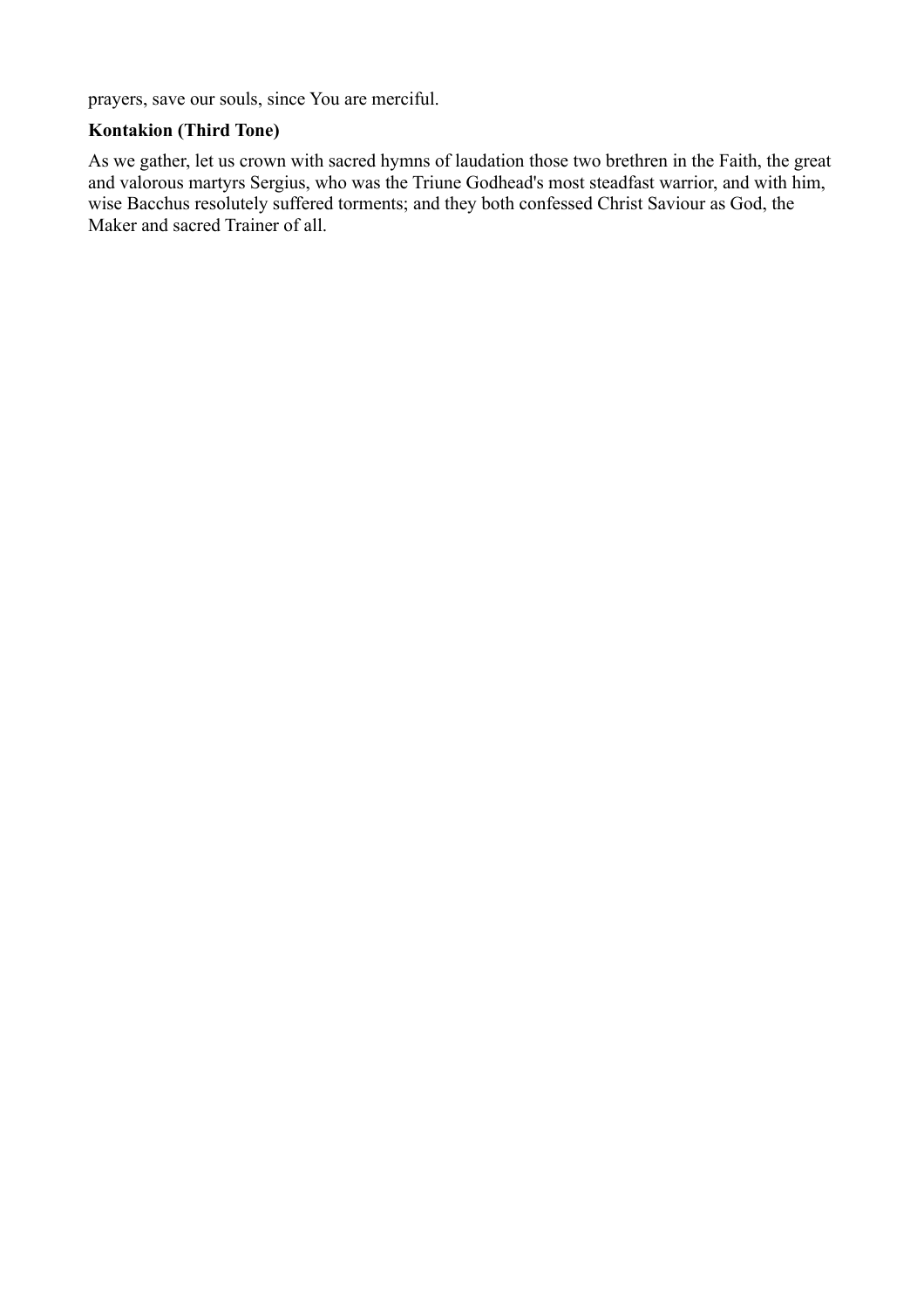prayers, save our souls, since You are merciful.

**Kontakion (Third Tone)**

As we gather, let us crown with sacred hymns of laudation those two brethren in the Faith, the great and valorous martyrs Sergius, who was the Triune Godhead's most steadfast warrior, and with him, wise Bacchus resolutely suffered torments; and they both confessed Christ Saviour as God, the Maker and sacred Trainer of all.